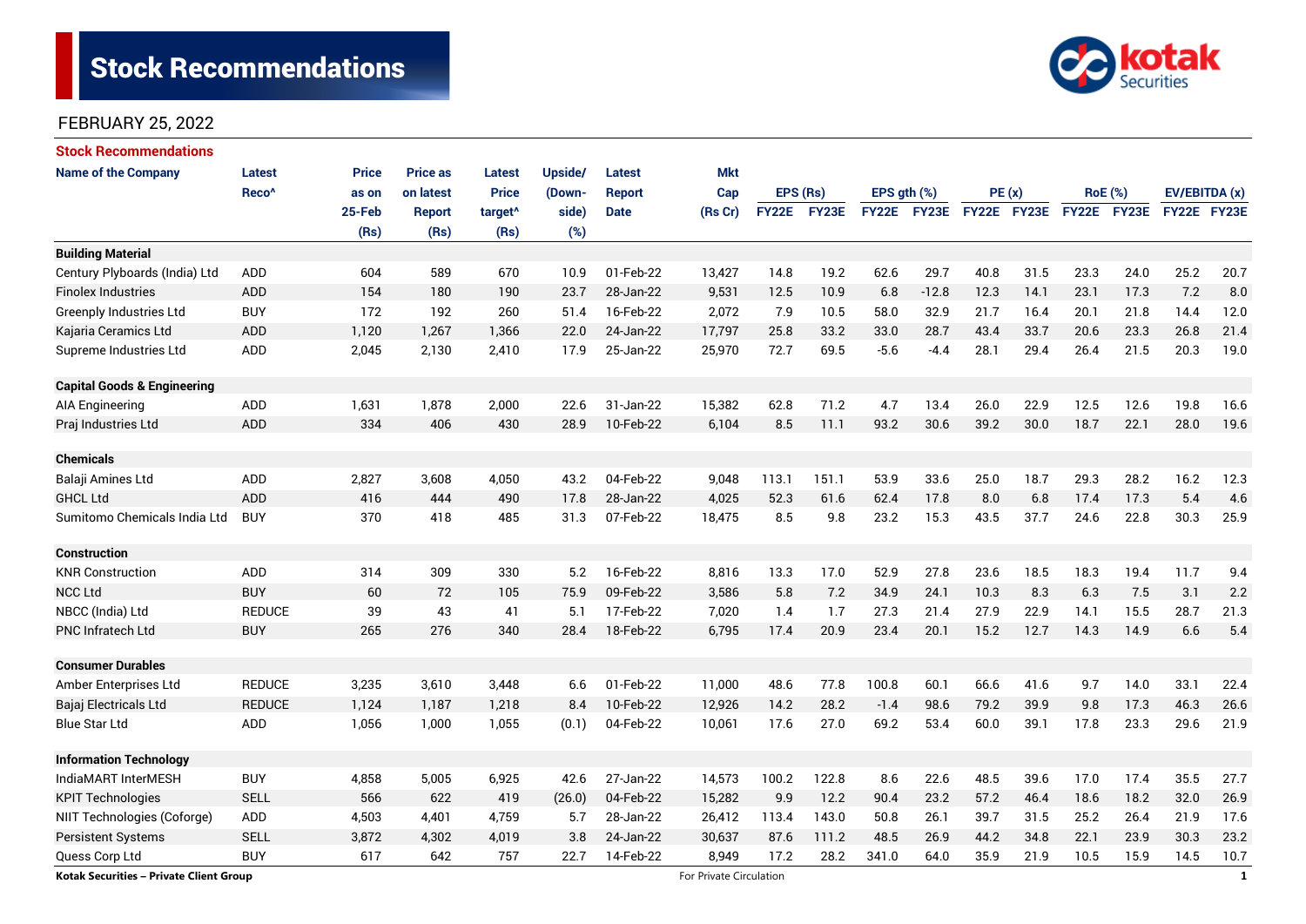# Stock Recommendations

FEBRUARY 25, 2022

## Stock Recommendations

| Name of the Company | Latest Reco^ | Price as on 25-Feb (Rs) | Price as on latest Report (Rs) | Latest Price target^ (Rs) | Upside/ (Down-side) (%) | Latest Report Date | Mkt Cap (Rs Cr) | EPS (Rs) | | EPS gth (%) | | PE (x) | | RoE (%) | | EV/EBITDA (x) | |
|---|---|---|---|---|---|---|---|---|---|---|---|---|---|---|---|---|---|
| | | | | | | | | FY22E | FY23E | FY22E | FY23E | FY22E | FY23E | FY22E | FY23E | FY22E | FY23E |
| **Building Material** | | | | | | | | | | | | | | | | | |
| Century Plyboards (India) Ltd | ADD | 604 | 589 | 670 | 10.9 | 01-Feb-22 | 13,427 | 14.8 | 19.2 | 62.6 | 29.7 | 40.8 | 31.5 | 23.3 | 24.0 | 25.2 | 20.7 |
| Finolex Industries | ADD | 154 | 180 | 190 | 23.7 | 28-Jan-22 | 9,531 | 12.5 | 10.9 | 6.8 | -12.8 | 12.3 | 14.1 | 23.1 | 17.3 | 7.2 | 8.0 |
| Greenply Industries Ltd | BUY | 172 | 192 | 260 | 51.4 | 16-Feb-22 | 2,072 | 7.9 | 10.5 | 58.0 | 32.9 | 21.7 | 16.4 | 20.1 | 21.8 | 14.4 | 12.0 |
| Kajaria Ceramics Ltd | ADD | 1,120 | 1,267 | 1,366 | 22.0 | 24-Jan-22 | 17,797 | 25.8 | 33.2 | 33.0 | 28.7 | 43.4 | 33.7 | 20.6 | 23.3 | 26.8 | 21.4 |
| Supreme Industries Ltd | ADD | 2,045 | 2,130 | 2,410 | 17.9 | 25-Jan-22 | 25,970 | 72.7 | 69.5 | -5.6 | -4.4 | 28.1 | 29.4 | 26.4 | 21.5 | 20.3 | 19.0 |
| **Capital Goods & Engineering** | | | | | | | | | | | | | | | | | |
| AIA Engineering | ADD | 1,631 | 1,878 | 2,000 | 22.6 | 31-Jan-22 | 15,382 | 62.8 | 71.2 | 4.7 | 13.4 | 26.0 | 22.9 | 12.5 | 12.6 | 19.8 | 16.6 |
| Praj Industries Ltd | ADD | 334 | 406 | 430 | 28.9 | 10-Feb-22 | 6,104 | 8.5 | 11.1 | 93.2 | 30.6 | 39.2 | 30.0 | 18.7 | 22.1 | 28.0 | 19.6 |
| **Chemicals** | | | | | | | | | | | | | | | | | |
| Balaji Amines Ltd | ADD | 2,827 | 3,608 | 4,050 | 43.2 | 04-Feb-22 | 9,048 | 113.1 | 151.1 | 53.9 | 33.6 | 25.0 | 18.7 | 29.3 | 28.2 | 16.2 | 12.3 |
| GHCL Ltd | ADD | 416 | 444 | 490 | 17.8 | 28-Jan-22 | 4,025 | 52.3 | 61.6 | 62.4 | 17.8 | 8.0 | 6.8 | 17.4 | 17.3 | 5.4 | 4.6 |
| Sumitomo Chemicals India Ltd | BUY | 370 | 418 | 485 | 31.3 | 07-Feb-22 | 18,475 | 8.5 | 9.8 | 23.2 | 15.3 | 43.5 | 37.7 | 24.6 | 22.8 | 30.3 | 25.9 |
| **Construction** | | | | | | | | | | | | | | | | | |
| KNR Construction | ADD | 314 | 309 | 330 | 5.2 | 16-Feb-22 | 8,816 | 13.3 | 17.0 | 52.9 | 27.8 | 23.6 | 18.5 | 18.3 | 19.4 | 11.7 | 9.4 |
| NCC Ltd | BUY | 60 | 72 | 105 | 75.9 | 09-Feb-22 | 3,586 | 5.8 | 7.2 | 34.9 | 24.1 | 10.3 | 8.3 | 6.3 | 7.5 | 3.1 | 2.2 |
| NBCC (India) Ltd | REDUCE | 39 | 43 | 41 | 5.1 | 17-Feb-22 | 7,020 | 1.4 | 1.7 | 27.3 | 21.4 | 27.9 | 22.9 | 14.1 | 15.5 | 28.7 | 21.3 |
| PNC Infratech Ltd | BUY | 265 | 276 | 340 | 28.4 | 18-Feb-22 | 6,795 | 17.4 | 20.9 | 23.4 | 20.1 | 15.2 | 12.7 | 14.3 | 14.9 | 6.6 | 5.4 |
| **Consumer Durables** | | | | | | | | | | | | | | | | | |
| Amber Enterprises Ltd | REDUCE | 3,235 | 3,610 | 3,448 | 6.6 | 01-Feb-22 | 11,000 | 48.6 | 77.8 | 100.8 | 60.1 | 66.6 | 41.6 | 9.7 | 14.0 | 33.1 | 22.4 |
| Bajaj Electricals Ltd | REDUCE | 1,124 | 1,187 | 1,218 | 8.4 | 10-Feb-22 | 12,926 | 14.2 | 28.2 | -1.4 | 98.6 | 79.2 | 39.9 | 9.8 | 17.3 | 46.3 | 26.6 |
| Blue Star Ltd | ADD | 1,056 | 1,000 | 1,055 | (0.1) | 04-Feb-22 | 10,061 | 17.6 | 27.0 | 69.2 | 53.4 | 60.0 | 39.1 | 17.8 | 23.3 | 29.6 | 21.9 |
| **Information Technology** | | | | | | | | | | | | | | | | | |
| IndiaMART InterMESH | BUY | 4,858 | 5,005 | 6,925 | 42.6 | 27-Jan-22 | 14,573 | 100.2 | 122.8 | 8.6 | 22.6 | 48.5 | 39.6 | 17.0 | 17.4 | 35.5 | 27.7 |
| KPIT Technologies | SELL | 566 | 622 | 419 | (26.0) | 04-Feb-22 | 15,282 | 9.9 | 12.2 | 90.4 | 23.2 | 57.2 | 46.4 | 18.6 | 18.2 | 32.0 | 26.9 |
| NIIT Technologies (Coforge) | ADD | 4,503 | 4,401 | 4,759 | 5.7 | 28-Jan-22 | 26,412 | 113.4 | 143.0 | 50.8 | 26.1 | 39.7 | 31.5 | 25.2 | 26.4 | 21.9 | 17.6 |
| Persistent Systems | SELL | 3,872 | 4,302 | 4,019 | 3.8 | 24-Jan-22 | 30,637 | 87.6 | 111.2 | 48.5 | 26.9 | 44.2 | 34.8 | 22.1 | 23.9 | 30.3 | 23.2 |
| Quess Corp Ltd | BUY | 617 | 642 | 757 | 22.7 | 14-Feb-22 | 8,949 | 17.2 | 28.2 | 341.0 | 64.0 | 35.9 | 21.9 | 10.5 | 15.9 | 14.5 | 10.7 |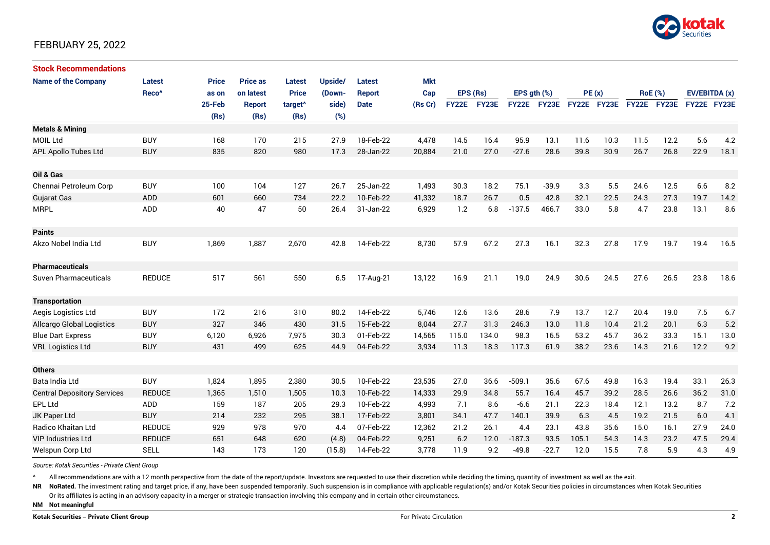FEBRUARY 25, 2022

## Stock Recommendations

| Name of the Company | Latest Reco^ | Price as on 25-Feb (Rs) | Price as on latest Report (Rs) | Latest Price target^ (Rs) | Upside/ (Down-side) (%) | Latest Report Date | Mkt Cap (Rs Cr) | EPS (Rs) | | EPS gth (%) | | PE (x) | | RoE (%) | | EV/EBITDA (x) | |
|---|---|---|---|---|---|---|---|---|---|---|---|---|---|---|---|---|---|
| | | | | | | | | FY22E | FY23E | FY22E | FY23E | FY22E | FY23E | FY22E | FY23E | FY22E | FY23E |
| **Metals & Mining** | | | | | | | | | | | | | | | | | |
| MOIL Ltd | BUY | 168 | 170 | 215 | 27.9 | 18-Feb-22 | 4,478 | 14.5 | 16.4 | 95.9 | 13.1 | 11.6 | 10.3 | 11.5 | 12.2 | 5.6 | 4.2 |
| APL Apollo Tubes Ltd | BUY | 835 | 820 | 980 | 17.3 | 28-Jan-22 | 20,884 | 21.0 | 27.0 | -27.6 | 28.6 | 39.8 | 30.9 | 26.7 | 26.8 | 22.9 | 18.1 |
| **Oil & Gas** | | | | | | | | | | | | | | | | | |
| Chennai Petroleum Corp | BUY | 100 | 104 | 127 | 26.7 | 25-Jan-22 | 1,493 | 30.3 | 18.2 | 75.1 | -39.9 | 3.3 | 5.5 | 24.6 | 12.5 | 6.6 | 8.2 |
| Gujarat Gas | ADD | 601 | 660 | 734 | 22.2 | 10-Feb-22 | 41,332 | 18.7 | 26.7 | 0.5 | 42.8 | 32.1 | 22.5 | 24.3 | 27.3 | 19.7 | 14.2 |
| MRPL | ADD | 40 | 47 | 50 | 26.4 | 31-Jan-22 | 6,929 | 1.2 | 6.8 | -137.5 | 466.7 | 33.0 | 5.8 | 4.7 | 23.8 | 13.1 | 8.6 |
| **Paints** | | | | | | | | | | | | | | | | | |
| Akzo Nobel India Ltd | BUY | 1,869 | 1,887 | 2,670 | 42.8 | 14-Feb-22 | 8,730 | 57.9 | 67.2 | 27.3 | 16.1 | 32.3 | 27.8 | 17.9 | 19.7 | 19.4 | 16.5 |
| **Pharmaceuticals** | | | | | | | | | | | | | | | | | |
| Suven Pharmaceuticals | REDUCE | 517 | 561 | 550 | 6.5 | 17-Aug-21 | 13,122 | 16.9 | 21.1 | 19.0 | 24.9 | 30.6 | 24.5 | 27.6 | 26.5 | 23.8 | 18.6 |
| **Transportation** | | | | | | | | | | | | | | | | | |
| Aegis Logistics Ltd | BUY | 172 | 216 | 310 | 80.2 | 14-Feb-22 | 5,746 | 12.6 | 13.6 | 28.6 | 7.9 | 13.7 | 12.7 | 20.4 | 19.0 | 7.5 | 6.7 |
| Allcargo Global Logistics | BUY | 327 | 346 | 430 | 31.5 | 15-Feb-22 | 8,044 | 27.7 | 31.3 | 246.3 | 13.0 | 11.8 | 10.4 | 21.2 | 20.1 | 6.3 | 5.2 |
| Blue Dart Express | BUY | 6,120 | 6,926 | 7,975 | 30.3 | 01-Feb-22 | 14,565 | 115.0 | 134.0 | 98.3 | 16.5 | 53.2 | 45.7 | 36.2 | 33.3 | 15.1 | 13.0 |
| VRL Logistics Ltd | BUY | 431 | 499 | 625 | 44.9 | 04-Feb-22 | 3,934 | 11.3 | 18.3 | 117.3 | 61.9 | 38.2 | 23.6 | 14.3 | 21.6 | 12.2 | 9.2 |
| **Others** | | | | | | | | | | | | | | | | | |
| Bata India Ltd | BUY | 1,824 | 1,895 | 2,380 | 30.5 | 10-Feb-22 | 23,535 | 27.0 | 36.6 | -509.1 | 35.6 | 67.6 | 49.8 | 16.3 | 19.4 | 33.1 | 26.3 |
| Central Depository Services | REDUCE | 1,365 | 1,510 | 1,505 | 10.3 | 10-Feb-22 | 14,333 | 29.9 | 34.8 | 55.7 | 16.4 | 45.7 | 39.2 | 28.5 | 26.6 | 36.2 | 31.0 |
| EPL Ltd | ADD | 159 | 187 | 205 | 29.3 | 10-Feb-22 | 4,993 | 7.1 | 8.6 | -6.6 | 21.1 | 22.3 | 18.4 | 12.1 | 13.2 | 8.7 | 7.2 |
| JK Paper Ltd | BUY | 214 | 232 | 295 | 38.1 | 17-Feb-22 | 3,801 | 34.1 | 47.7 | 140.1 | 39.9 | 6.3 | 4.5 | 19.2 | 21.5 | 6.0 | 4.1 |
| Radico Khaitan Ltd | REDUCE | 929 | 978 | 970 | 4.4 | 07-Feb-22 | 12,362 | 21.2 | 26.1 | 4.4 | 23.1 | 43.8 | 35.6 | 15.0 | 16.1 | 27.9 | 24.0 |
| VIP Industries Ltd | REDUCE | 651 | 648 | 620 | (4.8) | 04-Feb-22 | 9,251 | 6.2 | 12.0 | -187.3 | 93.5 | 105.1 | 54.3 | 14.3 | 23.2 | 47.5 | 29.4 |
| Welspun Corp Ltd | SELL | 143 | 173 | 120 | (15.8) | 14-Feb-22 | 3,778 | 11.9 | 9.2 | -49.8 | -22.7 | 12.0 | 15.5 | 7.8 | 5.9 | 4.3 | 4.9 |

*Source: Kotak Securities - Private Client Group*

^ All recommendations are with a 12 month perspective from the date of the report/update. Investors are requested to use their discretion while deciding the timing, quantity of investment as well as the exit.

**NR** **NoRated.** The investment rating and target price, if any, have been suspended temporarily. Such suspension is in compliance with applicable regulation(s) and/or Kotak Securities policies in circumstances when Kotak Securities Or its affiliates is acting in an advisory capacity in a merger or strategic transaction involving this company and in certain other circumstances.

**NM** **Not meaningful**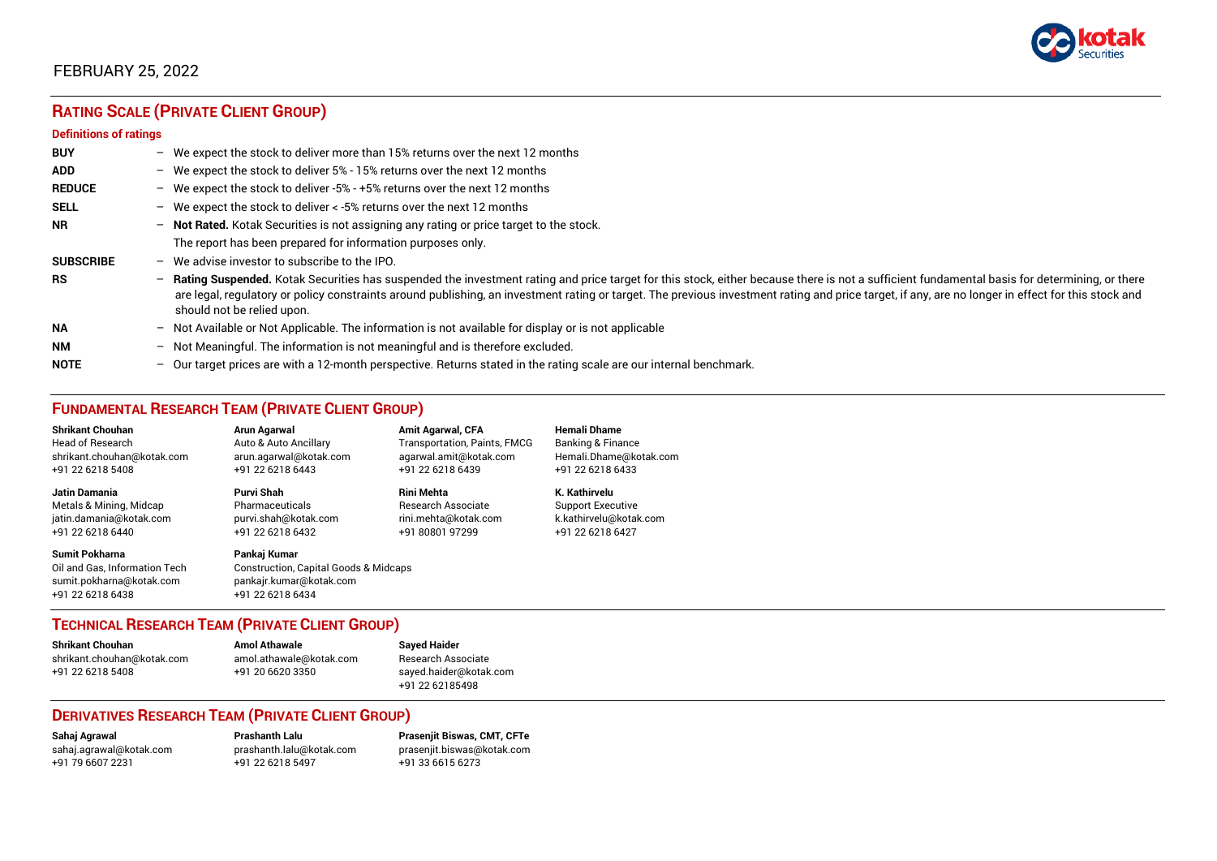FEBRUARY 25, 2022

## RATING SCALE (PRIVATE CLIENT GROUP)

### Definitions of ratings

| | |
|---|---|
| **BUY** | – We expect the stock to deliver more than 15% returns over the next 12 months |
| **ADD** | – We expect the stock to deliver 5% - 15% returns over the next 12 months |
| **REDUCE** | – We expect the stock to deliver -5% - +5% returns over the next 12 months |
| **SELL** | – We expect the stock to deliver < -5% returns over the next 12 months |
| **NR** | – **Not Rated.** Kotak Securities is not assigning any rating or price target to the stock. The report has been prepared for information purposes only. |
| **SUBSCRIBE** | – We advise investor to subscribe to the IPO. |
| **RS** | – **Rating Suspended.** Kotak Securities has suspended the investment rating and price target for this stock, either because there is not a sufficient fundamental basis for determining, or there are legal, regulatory or policy constraints around publishing, an investment rating or target. The previous investment rating and price target, if any, are no longer in effect for this stock and should not be relied upon. |
| **NA** | – Not Available or Not Applicable. The information is not available for display or is not applicable |
| **NM** | – Not Meaningful. The information is not meaningful and is therefore excluded. |
| **NOTE** | – Our target prices are with a 12-month perspective. Returns stated in the rating scale are our internal benchmark. |

## FUNDAMENTAL RESEARCH TEAM (PRIVATE CLIENT GROUP)

**Shrikant Chouhan**
Head of Research
shrikant.chouhan@kotak.com
+91 22 6218 5408

**Arun Agarwal**
Auto & Auto Ancillary
arun.agarwal@kotak.com
+91 22 6218 6443

**Amit Agarwal, CFA**
Transportation, Paints, FMCG
agarwal.amit@kotak.com
+91 22 6218 6439

**Hemali Dhame**
Banking & Finance
Hemali.Dhame@kotak.com
+91 22 6218 6433

**Jatin Damania**
Metals & Mining, Midcap
jatin.damania@kotak.com
+91 22 6218 6440

**Purvi Shah**
Pharmaceuticals
purvi.shah@kotak.com
+91 22 6218 6432

**Rini Mehta**
Research Associate
rini.mehta@kotak.com
+91 80801 97299

**K. Kathirvelu**
Support Executive
k.kathirvelu@kotak.com
+91 22 6218 6427

**Sumit Pokharna**
Oil and Gas, Information Tech
sumit.pokharna@kotak.com
+91 22 6218 6438

**Pankaj Kumar**
Construction, Capital Goods & Midcaps
pankajr.kumar@kotak.com
+91 22 6218 6434

## TECHNICAL RESEARCH TEAM (PRIVATE CLIENT GROUP)

**Shrikant Chouhan**
shrikant.chouhan@kotak.com
+91 22 6218 5408

**Amol Athawale**
amol.athawale@kotak.com
+91 20 6620 3350

**Sayed Haider**
Research Associate
sayed.haider@kotak.com
+91 22 62185498

## DERIVATIVES RESEARCH TEAM (PRIVATE CLIENT GROUP)

**Sahaj Agrawal**
sahaj.agrawal@kotak.com
+91 79 6607 2231

**Prashanth Lalu**
prashanth.lalu@kotak.com
+91 22 6218 5497

**Prasenjit Biswas, CMT, CFTe**
prasenjit.biswas@kotak.com
+91 33 6615 6273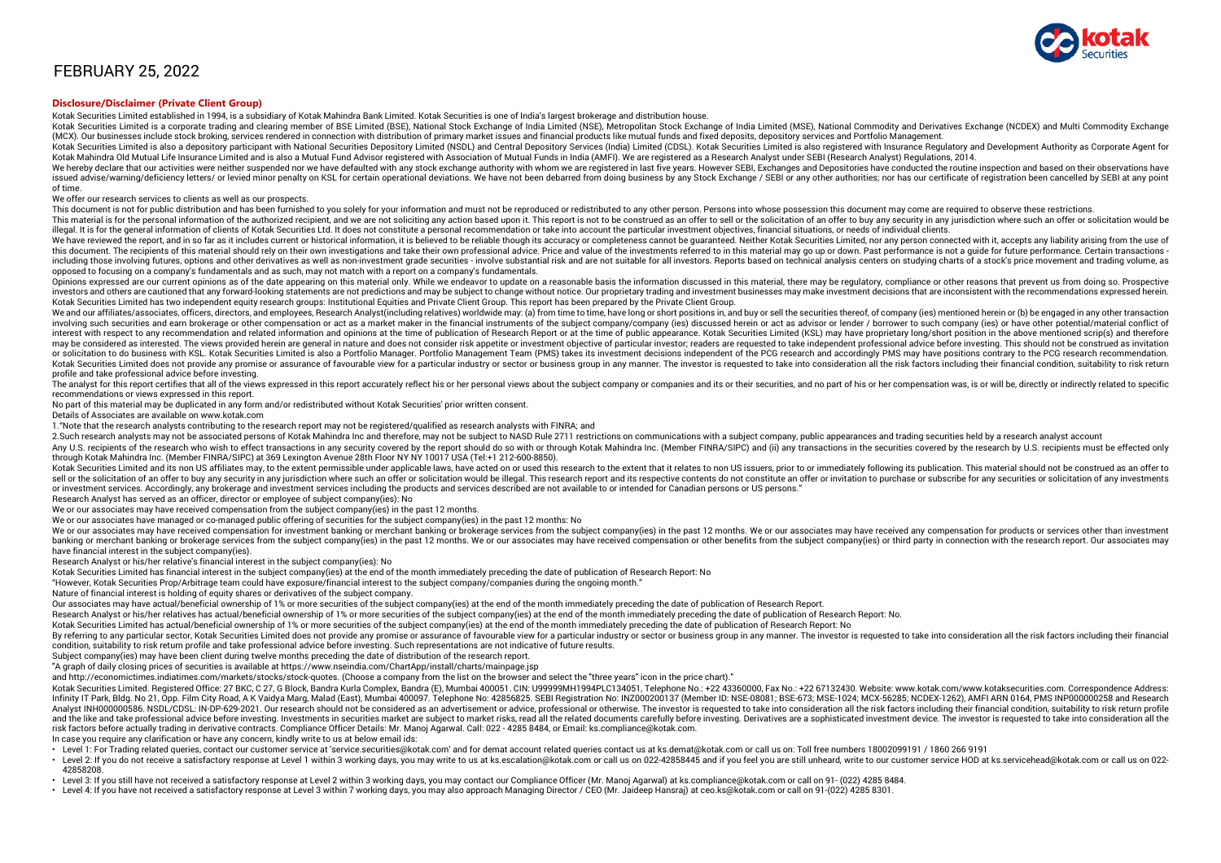# FEBRUARY 25, 2022

**Disclosure/Disclaimer (Private Client Group)**

Kotak Securities Limited established in 1994, is a subsidiary of Kotak Mahindra Bank Limited. Kotak Securities is one of India's largest brokerage and distribution house.

Kotak Securities Limited is a corporate trading and clearing member of BSE Limited (BSE), National Stock Exchange of India Limited (NSE), Metropolitan Stock Exchange of India Limited (MSE), National Commodity and Derivatives Exchange (NCDEX) and Multi Commodity Exchange (MCX). Our businesses include stock broking, services rendered in connection with distribution of primary market issues and financial products like mutual funds and fixed deposits, depository services and Portfolio Management.

Kotak Securities Limited is also a depository participant with National Securities Depository Limited (NSDL) and Central Depository Services (India) Limited (CDSL). Kotak Securities Limited is also registered with Insurance Regulatory and Development Authority as Corporate Agent for Kotak Mahindra Old Mutual Life Insurance Limited and is also a Mutual Fund Advisor registered with Association of Mutual Funds in India (AMFI). We are registered as a Research Analyst under SEBI (Research Analyst) Regulations, 2014.

We hereby declare that our activities were neither suspended nor we have defaulted with any stock exchange authority with whom we are registered in last five years. However SEBI, Exchanges and Depositories have conducted the routine inspection and based on their observations have issued advise/warning/deficiency letters/ or levied minor penalty on KSL for certain operational deviations. We have not been debarred from doing business by any Stock Exchange / SEBI or any other authorities; nor has our certificate of registration been cancelled by SEBI at any point of time.

We offer our research services to clients as well as our prospects.

This document is not for public distribution and has been furnished to you solely for your information and must not be reproduced or redistributed to any other person. Persons into whose possession this document may come are required to observe these restrictions.

This material is for the personal information of the authorized recipient, and we are not soliciting any action based upon it. This report is not to be construed as an offer to sell or the solicitation of an offer to buy any security in any jurisdiction where such an offer or solicitation would be illegal. It is for the general information of clients of Kotak Securities Ltd. It does not constitute a personal recommendation or take into account the particular investment objectives, financial situations, or needs of individual clients.

We have reviewed the report, and in so far as it includes current or historical information, it is believed to be reliable though its accuracy or completeness cannot be guaranteed. Neither Kotak Securities Limited, nor any person connected with it, accepts any liability arising from the use of this document. The recipients of this material should rely on their own investigations and take their own professional advice. Price and value of the investments referred to in this material may go up or down. Past performance is not a guide for future performance. Certain transactions - including those involving futures, options and other derivatives as well as non-investment grade securities - involve substantial risk and are not suitable for all investors. Reports based on technical analysis centers on studying charts of a stock's price movement and trading volume, as opposed to focusing on a company's fundamentals and as such, may not match with a report on a company's fundamentals.

Opinions expressed are our current opinions as of the date appearing on this material only. While we endeavor to update on a reasonable basis the information discussed in this material, there may be regulatory, compliance or other reasons that prevent us from doing so. Prospective investors and others are cautioned that any forward-looking statements are not predictions and may be subject to change without notice. Our proprietary trading and investment businesses may make investment decisions that are inconsistent with the recommendations expressed herein. Kotak Securities Limited has two independent equity research groups: Institutional Equities and Private Client Group. This report has been prepared by the Private Client Group.

We and our affiliates/associates, officers, directors, and employees, Research Analyst(including relatives) worldwide may: (a) from time to time, have long or short positions in, and buy or sell the securities thereof, of company (ies) mentioned herein or (b) be engaged in any other transaction involving such securities and earn brokerage or other compensation or act as a market maker in the financial instruments of the subject company/company (ies) discussed herein or act as advisor or lender / borrower to such company (ies) or have other potential/material conflict of interest with respect to any recommendation and related information and opinions at the time of publication of Research Report or at the time of public appearance. Kotak Securities Limited (KSL) may have proprietary long/short position in the above mentioned scrip(s) and therefore may be considered as interested. The views provided herein are general in nature and does not consider risk appetite or investment objective of particular investor; readers are requested to take independent professional advice before investing. This should not be construed as invitation or solicitation to do business with KSL. Kotak Securities Limited is also a Portfolio Manager. Portfolio Management Team (PMS) takes its investment decisions independent of the PCG research and accordingly PMS may have positions contrary to the PCG research recommendation. Kotak Securities Limited does not provide any promise or assurance of favourable view for a particular industry or sector or business group in any manner. The investor is requested to take into consideration all the risk factors including their financial condition, suitability to risk return profile and take professional advice before investing.

The analyst for this report certifies that all of the views expressed in this report accurately reflect his or her personal views about the subject company or companies and its or their securities, and no part of his or her compensation was, is or will be, directly or indirectly related to specific recommendations or views expressed in this report.

No part of this material may be duplicated in any form and/or redistributed without Kotak Securities' prior written consent.

Details of Associates are available on www.kotak.com

1."Note that the research analysts contributing to the research report may not be registered/qualified as research analysts with FINRA; and

2.Such research analysts may not be associated persons of Kotak Mahindra Inc and therefore, may not be subject to NASD Rule 2711 restrictions on communications with a subject company, public appearances and trading securities held by a research analyst account

Any U.S. recipients of the research who wish to effect transactions in any security covered by the report should do so with or through Kotak Mahindra Inc. (Member FINRA/SIPC) and (ii) any transactions in the securities covered by the research by U.S. recipients must be effected only through Kotak Mahindra Inc. (Member FINRA/SIPC) at 369 Lexington Avenue 28th Floor NY NY 10017 USA (Tel:+1 212-600-8850).

Kotak Securities Limited and its non US affiliates may, to the extent permissible under applicable laws, have acted on or used this research to the extent that it relates to non US issuers, prior to or immediately following its publication. This material should not be construed as an offer to sell or the solicitation of an offer to buy any security in any jurisdiction where such an offer or solicitation would be illegal. This research report and its respective contents do not constitute an offer or invitation to purchase or subscribe for any securities or solicitation of any investments or investment services. Accordingly, any brokerage and investment services including the products and services described are not available to or intended for Canadian persons or US persons."

Research Analyst has served as an officer, director or employee of subject company(ies): No

We or our associates may have received compensation from the subject company(ies) in the past 12 months.

We or our associates have managed or co-managed public offering of securities for the subject company(ies) in the past 12 months: No

We or our associates may have received compensation for investment banking or merchant banking or brokerage services from the subject company(ies) in the past 12 months. We or our associates may have received any compensation for products or services other than investment banking or merchant banking or brokerage services from the subject company(ies) in the past 12 months. We or our associates may have received compensation or other benefits from the subject company(ies) or third party in connection with the research report. Our associates may have financial interest in the subject company(ies).

Research Analyst or his/her relative's financial interest in the subject company(ies): No

Kotak Securities Limited has financial interest in the subject company(ies) at the end of the month immediately preceding the date of publication of Research Report: No

"However, Kotak Securities Prop/Arbitrage team could have exposure/financial interest to the subject company/companies during the ongoing month."

Nature of financial interest is holding of equity shares or derivatives of the subject company.

Our associates may have actual/beneficial ownership of 1% or more securities of the subject company(ies) at the end of the month immediately preceding the date of publication of Research Report.

Research Analyst or his/her relatives has actual/beneficial ownership of 1% or more securities of the subject company(ies) at the end of the month immediately preceding the date of publication of Research Report: No.

Kotak Securities Limited has actual/beneficial ownership of 1% or more securities of the subject company(ies) at the end of the month immediately preceding the date of publication of Research Report: No

By referring to any particular sector, Kotak Securities Limited does not provide any promise or assurance of favourable view for a particular industry or sector or business group in any manner. The investor is requested to take into consideration all the risk factors including their financial condition, suitability to risk return profile and take professional advice before investing. Such representations are not indicative of future results.

Subject company(ies) may have been client during twelve months preceding the date of distribution of the research report.

"A graph of daily closing prices of securities is available at https://www.nseindia.com/ChartApp/install/charts/mainpage.jsp

and http://economictimes.indiatimes.com/markets/stocks/stock-quotes. (Choose a company from the list on the browser and select the "three years" icon in the price chart)."

Kotak Securities Limited. Registered Office: 27 BKC, C 27, G Block, Bandra Kurla Complex, Bandra (E), Mumbai 400051. CIN: U99999MH1994PLC134051, Telephone No.: +22 43360000, Fax No.: +22 67132430. Website: www.kotak.com/www.kotaksecurities.com. Correspondence Address: Infinity IT Park, Bldg. No 21, Opp. Film City Road, A K Vaidya Marg, Malad (East), Mumbai 400097. Telephone No: 42856825. SEBI Registration No: INZ000200137 (Member ID: NSE-08081; BSE-673; MSE-1024; MCX-56285; NCDEX-1262), AMFI ARN 0164, PMS INP000000258 and Research Analyst INH000000586. NSDL/CDSL: IN-DP-629-2021. Our research should not be considered as an advertisement or advice, professional or otherwise. The investor is requested to take into consideration all the risk factors including their financial condition, suitability to risk return profile and the like and take professional advice before investing. Investments in securities market are subject to market risks, read all the related documents carefully before investing. Derivatives are a sophisticated investment device. The investor is requested to take into consideration all the risk factors before actually trading in derivative contracts. Compliance Officer Details: Mr. Manoj Agarwal. Call: 022 - 4285 8484, or Email: ks.compliance@kotak.com.

In case you require any clarification or have any concern, kindly write to us at below email ids:

- Level 1: For Trading related queries, contact our customer service at 'service.securities@kotak.com' and for demat account related queries contact us at ks.demat@kotak.com or call us on: Toll free numbers 18002099191 / 1860 266 9191
- Level 2: If you do not receive a satisfactory response at Level 1 within 3 working days, you may write to us at ks.escalation@kotak.com or call us on 022-42858445 and if you feel you are still unheard, write to our customer service HOD at ks.servicehead@kotak.com or call us on 022-42858208.
- Level 3: If you still have not received a satisfactory response at Level 2 within 3 working days, you may contact our Compliance Officer (Mr. Manoj Agarwal) at ks.compliance@kotak.com or call on 91- (022) 4285 8484.
- Level 4: If you have not received a satisfactory response at Level 3 within 7 working days, you may also approach Managing Director / CEO (Mr. Jaideep Hansraj) at ceo.ks@kotak.com or call on 91-(022) 4285 8301.